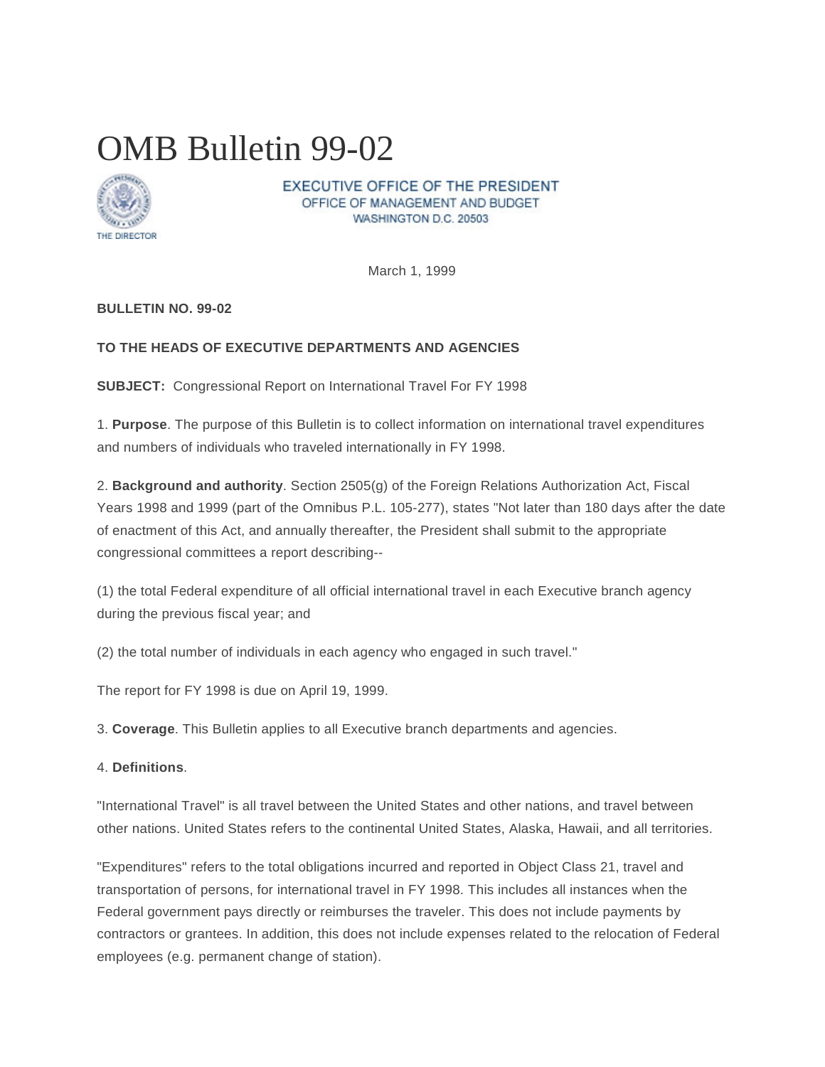# OMB Bulletin 99-02

EXECUTIVE OFFICE OF THE PRESIDENT
OFFICE OF MANAGEMENT AND BUDGET
WASHINGTON D.C. 20503

THE DIRECTOR

March 1, 1999

**BULLETIN NO. 99-02**

**TO THE HEADS OF EXECUTIVE DEPARTMENTS AND AGENCIES**

**SUBJECT:** Congressional Report on International Travel For FY 1998

1. **Purpose**. The purpose of this Bulletin is to collect information on international travel expenditures and numbers of individuals who traveled internationally in FY 1998.

2. **Background and authority**. Section 2505(g) of the Foreign Relations Authorization Act, Fiscal Years 1998 and 1999 (part of the Omnibus P.L. 105-277), states "Not later than 180 days after the date of enactment of this Act, and annually thereafter, the President shall submit to the appropriate congressional committees a report describing--

(1) the total Federal expenditure of all official international travel in each Executive branch agency during the previous fiscal year; and

(2) the total number of individuals in each agency who engaged in such travel."

The report for FY 1998 is due on April 19, 1999.

3. **Coverage**. This Bulletin applies to all Executive branch departments and agencies.

4. **Definitions**.

"International Travel" is all travel between the United States and other nations, and travel between other nations. United States refers to the continental United States, Alaska, Hawaii, and all territories.

"Expenditures" refers to the total obligations incurred and reported in Object Class 21, travel and transportation of persons, for international travel in FY 1998. This includes all instances when the Federal government pays directly or reimburses the traveler. This does not include payments by contractors or grantees. In addition, this does not include expenses related to the relocation of Federal employees (e.g. permanent change of station).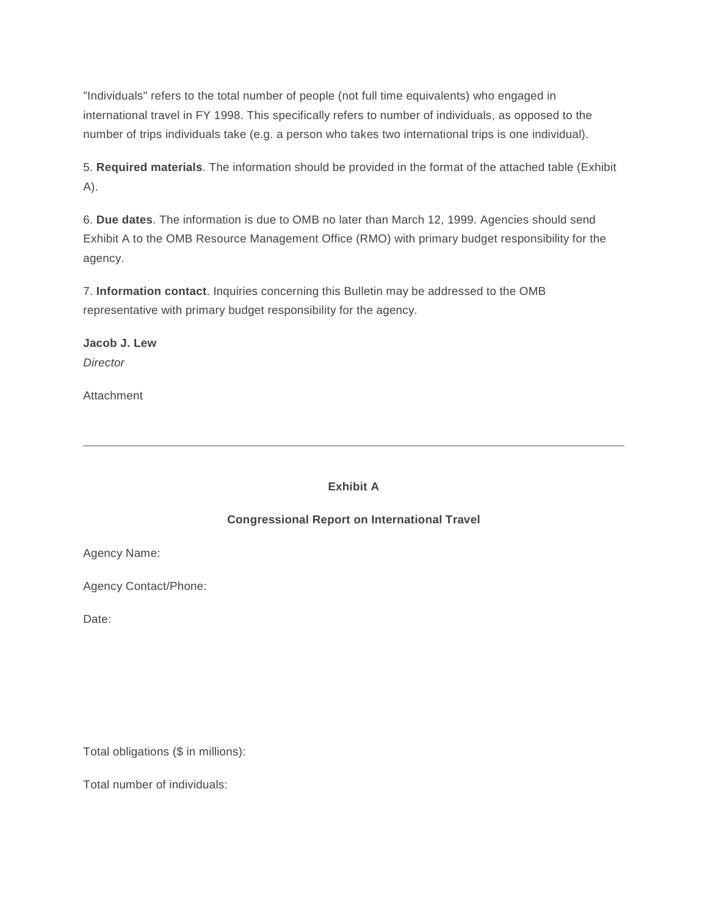"Individuals" refers to the total number of people (not full time equivalents) who engaged in international travel in FY 1998. This specifically refers to number of individuals, as opposed to the number of trips individuals take (e.g. a person who takes two international trips is one individual).

5. **Required materials**. The information should be provided in the format of the attached table (Exhibit A).

6. **Due dates**. The information is due to OMB no later than March 12, 1999. Agencies should send Exhibit A to the OMB Resource Management Office (RMO) with primary budget responsibility for the agency.

7. **Information contact**. Inquiries concerning this Bulletin may be addressed to the OMB representative with primary budget responsibility for the agency.

**Jacob J. Lew**
*Director*

Attachment

---

**Exhibit A**

**Congressional Report on International Travel**

Agency Name:

Agency Contact/Phone:

Date:

Total obligations ($ in millions):

Total number of individuals: